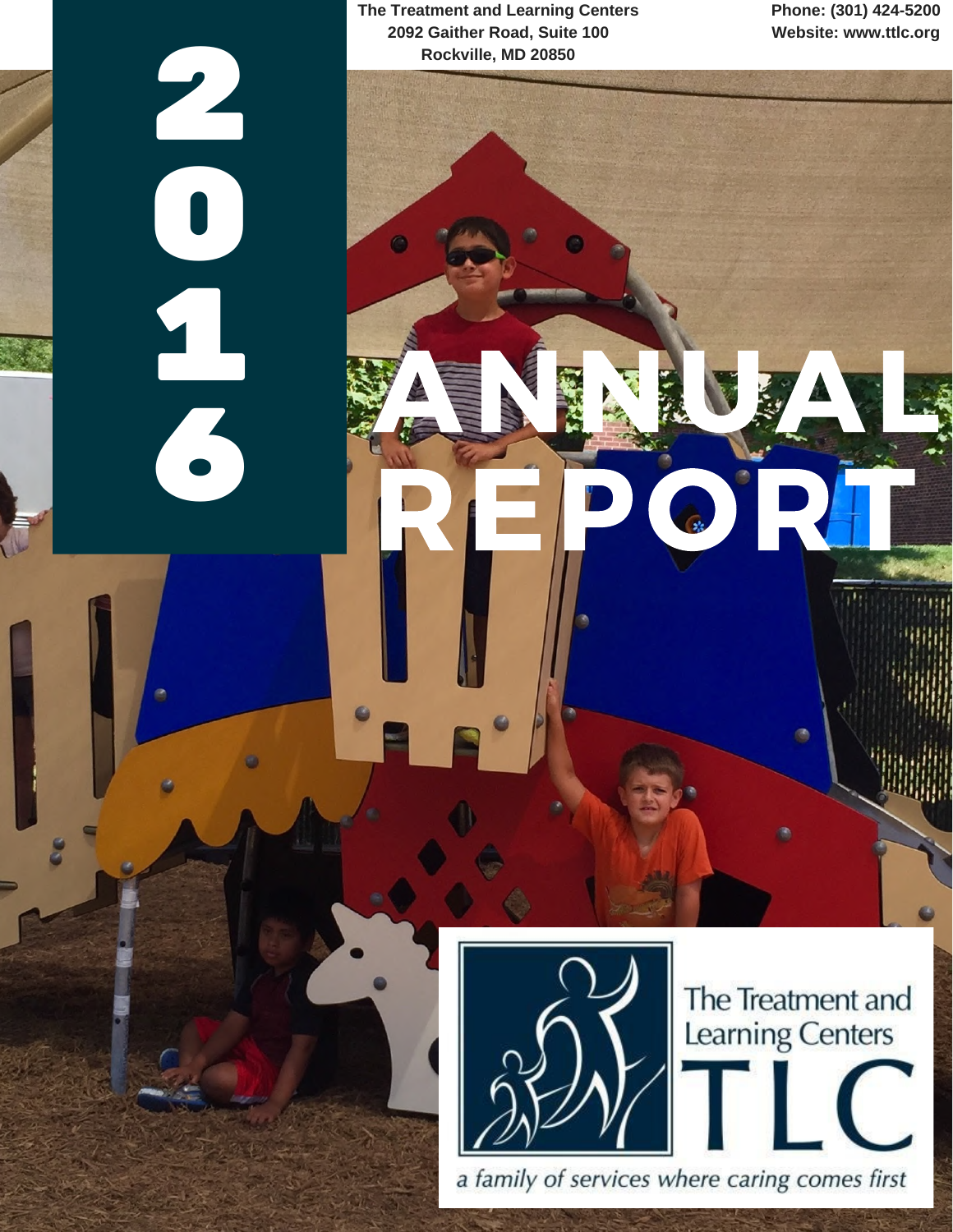The Treatment and Learning Centers
2092 Gaither Road, Suite 100
Rockville, MD 20850

Phone: (301) 424-5200
Website: www.ttlc.org

# 2016 ANNUAL REPORT

The Treatment and Learning Centers
TLC

*a family of services where caring comes first*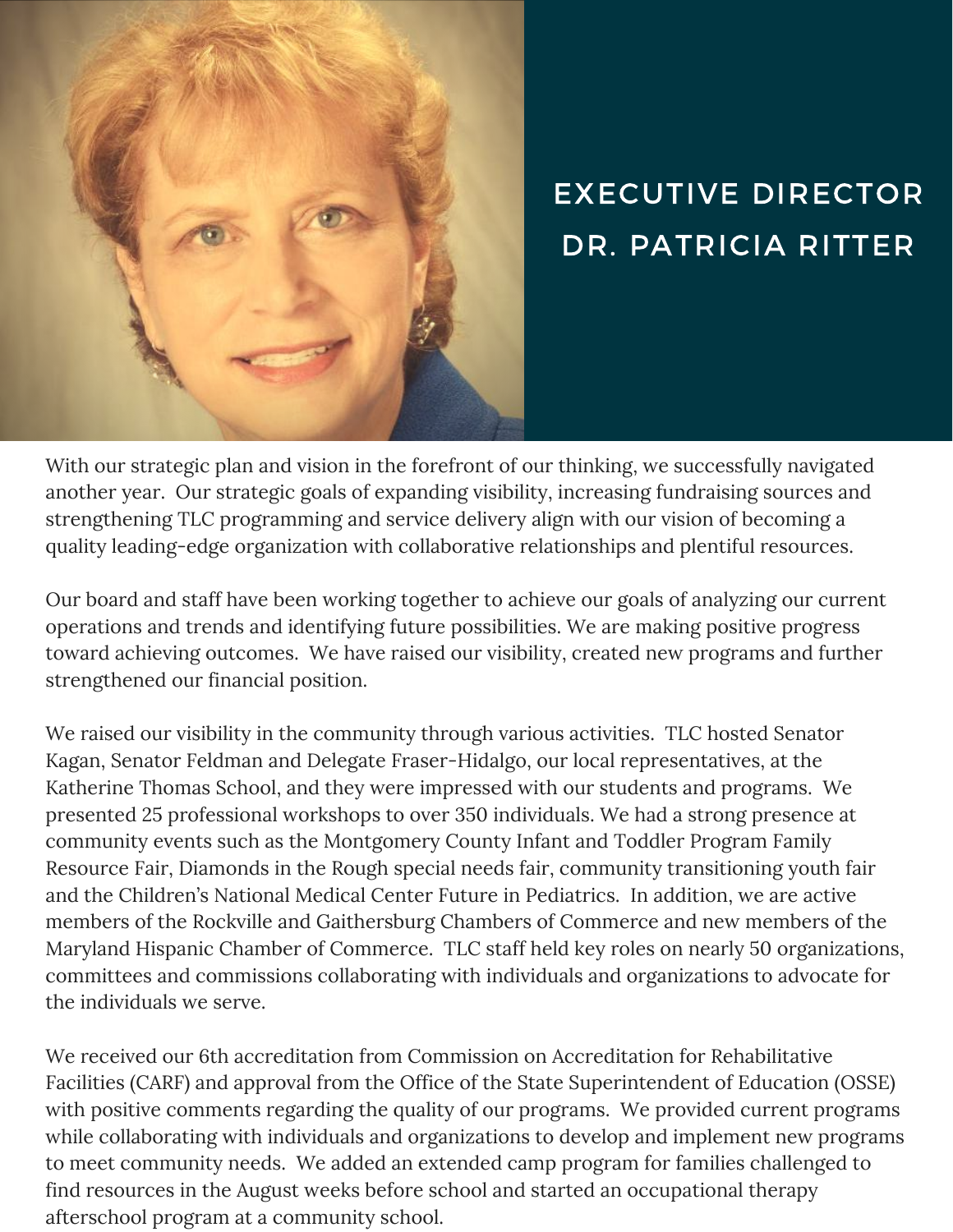# EXECUTIVE DIRECTOR DR. PATRICIA RITTER

With our strategic plan and vision in the forefront of our thinking, we successfully navigated another year. Our strategic goals of expanding visibility, increasing fundraising sources and strengthening TLC programming and service delivery align with our vision of becoming a quality leading-edge organization with collaborative relationships and plentiful resources.

Our board and staff have been working together to achieve our goals of analyzing our current operations and trends and identifying future possibilities. We are making positive progress toward achieving outcomes. We have raised our visibility, created new programs and further strengthened our financial position.

We raised our visibility in the community through various activities. TLC hosted Senator Kagan, Senator Feldman and Delegate Fraser-Hidalgo, our local representatives, at the Katherine Thomas School, and they were impressed with our students and programs. We presented 25 professional workshops to over 350 individuals. We had a strong presence at community events such as the Montgomery County Infant and Toddler Program Family Resource Fair, Diamonds in the Rough special needs fair, community transitioning youth fair and the Children's National Medical Center Future in Pediatrics. In addition, we are active members of the Rockville and Gaithersburg Chambers of Commerce and new members of the Maryland Hispanic Chamber of Commerce. TLC staff held key roles on nearly 50 organizations, committees and commissions collaborating with individuals and organizations to advocate for the individuals we serve.

We received our 6th accreditation from Commission on Accreditation for Rehabilitative Facilities (CARF) and approval from the Office of the State Superintendent of Education (OSSE) with positive comments regarding the quality of our programs. We provided current programs while collaborating with individuals and organizations to develop and implement new programs to meet community needs. We added an extended camp program for families challenged to find resources in the August weeks before school and started an occupational therapy afterschool program at a community school.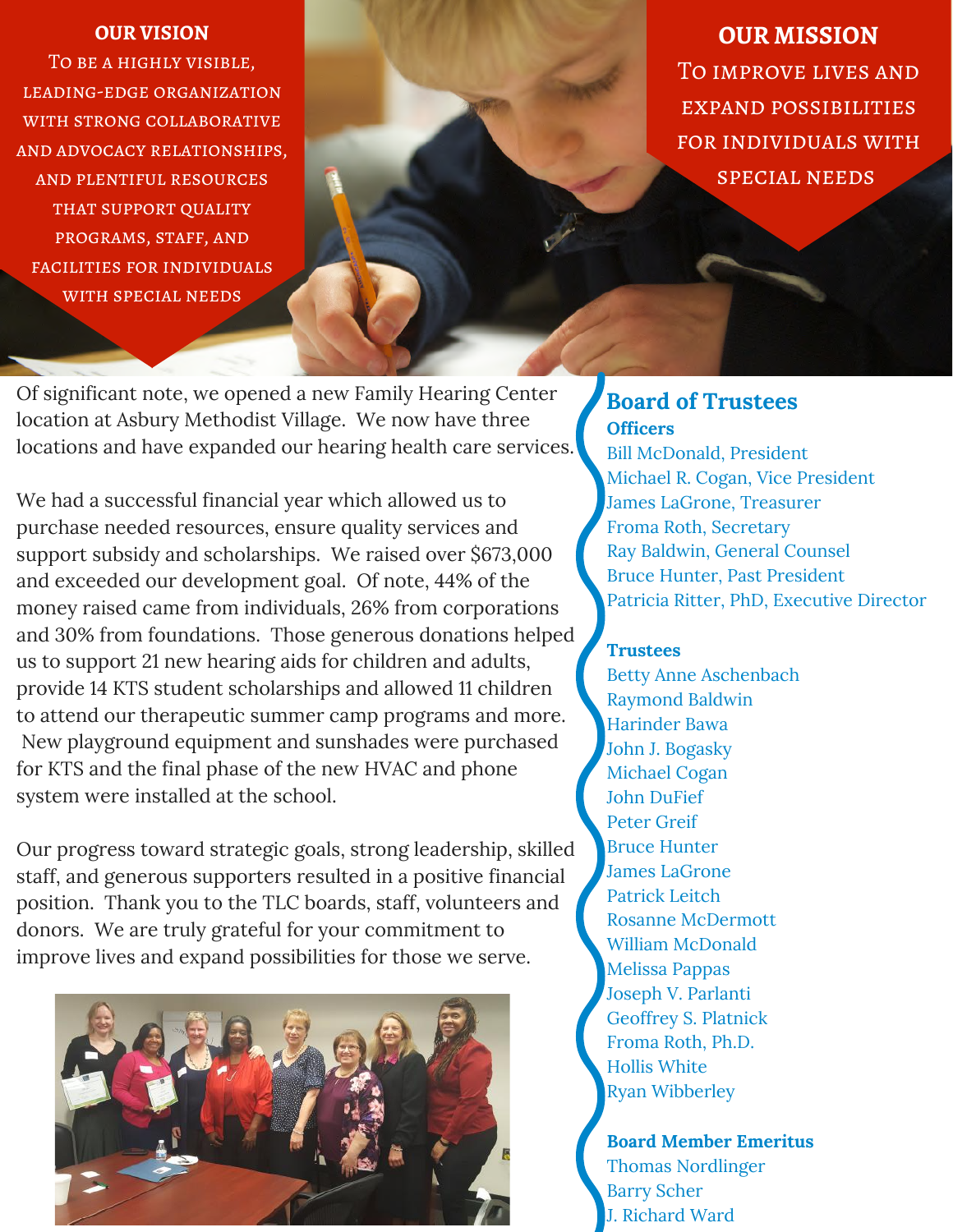## OUR VISION

To be a highly visible, leading-edge organization with strong collaborative and advocacy relationships, and plentiful resources that support quality programs, staff, and facilities for individuals with special needs

## OUR MISSION

To improve lives and expand possibilities for individuals with special needs

Of significant note, we opened a new Family Hearing Center location at Asbury Methodist Village. We now have three locations and have expanded our hearing health care services.

We had a successful financial year which allowed us to purchase needed resources, ensure quality services and support subsidy and scholarships. We raised over $673,000 and exceeded our development goal. Of note, 44% of the money raised came from individuals, 26% from corporations and 30% from foundations. Those generous donations helped us to support 21 new hearing aids for children and adults, provide 14 KTS student scholarships and allowed 11 children to attend our therapeutic summer camp programs and more. New playground equipment and sunshades were purchased for KTS and the final phase of the new HVAC and phone system were installed at the school.

Our progress toward strategic goals, strong leadership, skilled staff, and generous supporters resulted in a positive financial position. Thank you to the TLC boards, staff, volunteers and donors. We are truly grateful for your commitment to improve lives and expand possibilities for those we serve.

## Board of Trustees

### Officers

Bill McDonald, President
Michael R. Cogan, Vice President
James LaGrone, Treasurer
Froma Roth, Secretary
Ray Baldwin, General Counsel
Bruce Hunter, Past President
Patricia Ritter, PhD, Executive Director

### Trustees

Betty Anne Aschenbach
Raymond Baldwin
Harinder Bawa
John J. Bogasky
Michael Cogan
John DuFief
Peter Greif
Bruce Hunter
James LaGrone
Patrick Leitch
Rosanne McDermott
William McDonald
Melissa Pappas
Joseph V. Parlanti
Geoffrey S. Platnick
Froma Roth, Ph.D.
Hollis White
Ryan Wibberley

### Board Member Emeritus

Thomas Nordlinger
Barry Scher
J. Richard Ward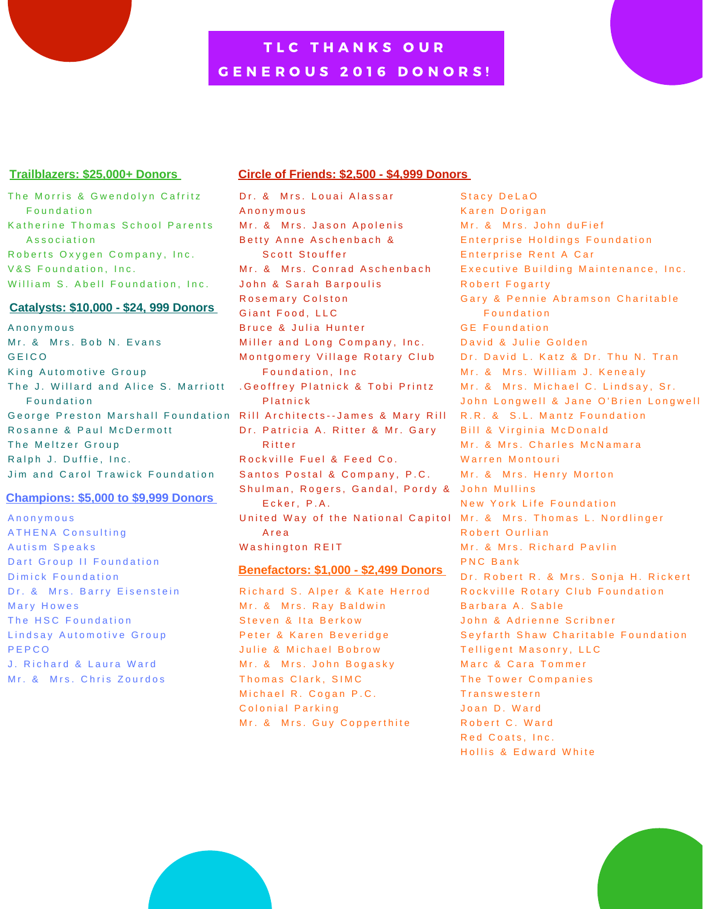# TLC THANKS OUR GENEROUS 2016 DONORS!

## Trailblazers: $25,000+ Donors

The Morris & Gwendolyn Cafritz Foundation
Katherine Thomas School Parents Association
Roberts Oxygen Company, Inc.
V&S Foundation, Inc.
William S. Abell Foundation, Inc.

## Catalysts: $10,000 - $24, 999 Donors

Anonymous
Mr. & Mrs. Bob N. Evans
GEICO
King Automotive Group
The J. Willard and Alice S. Marriott Foundation
George Preston Marshall Foundation
Rosanne & Paul McDermott
The Meltzer Group
Ralph J. Duffie, Inc.
Jim and Carol Trawick Foundation

## Champions: $5,000 to $9,999 Donors

Anonymous
ATHENA Consulting
Autism Speaks
Dart Group II Foundation
Dimick Foundation
Dr. & Mrs. Barry Eisenstein
Mary Howes
The HSC Foundation
Lindsay Automotive Group
PEPCO
J. Richard & Laura Ward
Mr. & Mrs. Chris Zourdos

## Circle of Friends: $2,500 - $4,999 Donors

Dr. & Mrs. Louai Alassar
Anonymous
Mr. & Mrs. Jason Apolenis
Betty Anne Aschenbach & Scott Stouffer
Mr. & Mrs. Conrad Aschenbach
John & Sarah Barpoulis
Rosemary Colston
Giant Food, LLC
Bruce & Julia Hunter
Miller and Long Company, Inc.
Montgomery Village Rotary Club Foundation, Inc
.Geoffrey Platnick & Tobi Printz Platnick
Rill Architects--James & Mary Rill
Dr. Patricia A. Ritter & Mr. Gary Ritter
Rockville Fuel & Feed Co.
Santos Postal & Company, P.C.
Shulman, Rogers, Gandal, Pordy & Ecker, P.A.
United Way of the National Capitol Area
Washington REIT

## Benefactors: $1,000 - $2,499 Donors

Richard S. Alper & Kate Herrod
Mr. & Mrs. Ray Baldwin
Steven & Ita Berkow
Peter & Karen Beveridge
Julie & Michael Bobrow
Mr. & Mrs. John Bogasky
Thomas Clark, SIMC
Michael R. Cogan P.C.
Colonial Parking
Mr. & Mrs. Guy Copperthite
Stacy DeLaO
Karen Dorigan
Mr. & Mrs. John duFief
Enterprise Holdings Foundation
Enterprise Rent A Car
Executive Building Maintenance, Inc.
Robert Fogarty
Gary & Pennie Abramson Charitable Foundation
GE Foundation
David & Julie Golden
Dr. David L. Katz & Dr. Thu N. Tran
Mr. & Mrs. William J. Kenealy
Mr. & Mrs. Michael C. Lindsay, Sr.
John Longwell & Jane O'Brien Longwell
R.R. & S.L. Mantz Foundation
Bill & Virginia McDonald
Mr. & Mrs. Charles McNamara
Warren Montouri
Mr. & Mrs. Henry Morton
John Mullins
New York Life Foundation
Mr. & Mrs. Thomas L. Nordlinger
Robert Ourlian
Mr. & Mrs. Richard Pavlin
PNC Bank
Dr. Robert R. & Mrs. Sonja H. Rickert
Rockville Rotary Club Foundation
Barbara A. Sable
John & Adrienne Scribner
Seyfarth Shaw Charitable Foundation
Telligent Masonry, LLC
Marc & Cara Tommer
The Tower Companies
Transwestern
Joan D. Ward
Robert C. Ward
Red Coats, Inc.
Hollis & Edward White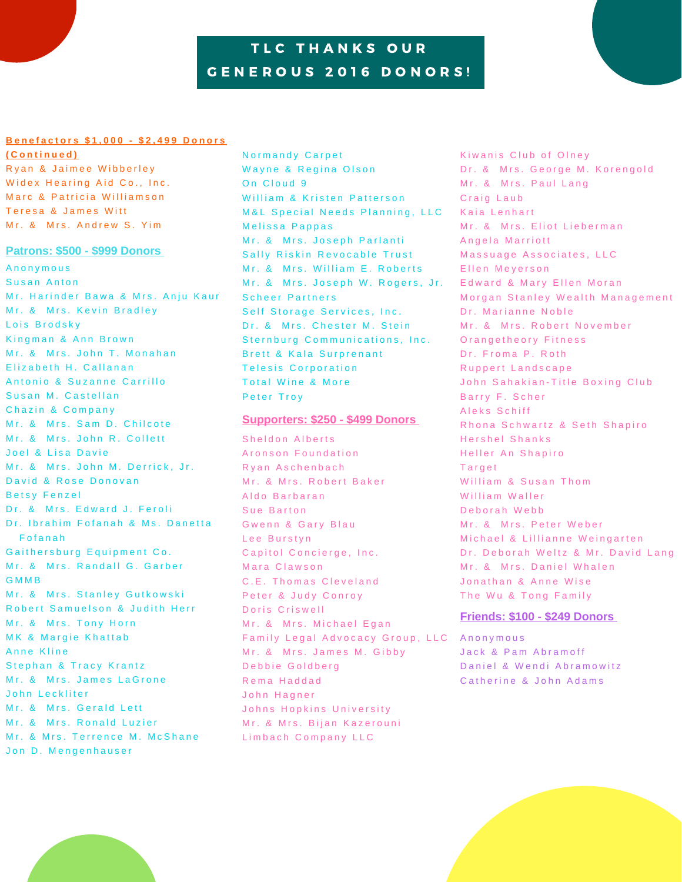# TLC THANKS OUR GENEROUS 2016 DONORS!

## Benefactors $1,000 - $2,499 Donors (Continued)

Ryan & Jaimee Wibberley
Widex Hearing Aid Co., Inc.
Marc & Patricia Williamson
Teresa & James Witt
Mr. & Mrs. Andrew S. Yim

## Patrons: $500 - $999 Donors

Anonymous
Susan Anton
Mr. Harinder Bawa & Mrs. Anju Kaur
Mr. & Mrs. Kevin Bradley
Lois Brodsky
Kingman & Ann Brown
Mr. & Mrs. John T. Monahan
Elizabeth H. Callanan
Antonio & Suzanne Carrillo
Susan M. Castellan
Chazin & Company
Mr. & Mrs. Sam D. Chilcote
Mr. & Mrs. John R. Collett
Joel & Lisa Davie
Mr. & Mrs. John M. Derrick, Jr.
David & Rose Donovan
Betsy Fenzel
Dr. & Mrs. Edward J. Feroli
Dr. Ibrahim Fofanah & Ms. Danetta Fofanah
Gaithersburg Equipment Co.
Mr. & Mrs. Randall G. Garber
GMMB
Mr. & Mrs. Stanley Gutkowski
Robert Samuelson & Judith Herr
Mr. & Mrs. Tony Horn
MK & Margie Khattab
Anne Kline
Stephan & Tracy Krantz
Mr. & Mrs. James LaGrone
John Leckliter
Mr. & Mrs. Gerald Lett
Mr. & Mrs. Ronald Luzier
Mr. & Mrs. Terrence M. McShane
Jon D. Mengenhauser
Normandy Carpet
Wayne & Regina Olson
On Cloud 9
William & Kristen Patterson
M&L Special Needs Planning, LLC
Melissa Pappas
Mr. & Mrs. Joseph Parlanti
Sally Riskin Revocable Trust
Mr. & Mrs. William E. Roberts
Mr. & Mrs. Joseph W. Rogers, Jr.
Scheer Partners
Self Storage Services, Inc.
Dr. & Mrs. Chester M. Stein
Sternburg Communications, Inc.
Brett & Kala Surprenant
Telesis Corporation
Total Wine & More
Peter Troy

## Supporters: $250 - $499 Donors

Sheldon Alberts
Aronson Foundation
Ryan Aschenbach
Mr. & Mrs. Robert Baker
Aldo Barbaran
Sue Barton
Gwenn & Gary Blau
Lee Burstyn
Capitol Concierge, Inc.
Mara Clawson
C.E. Thomas Cleveland
Peter & Judy Conroy
Doris Criswell
Mr. & Mrs. Michael Egan
Family Legal Advocacy Group, LLC
Mr. & Mrs. James M. Gibby
Debbie Goldberg
Rema Haddad
John Hagner
Johns Hopkins University
Mr. & Mrs. Bijan Kazerouni
Limbach Company LLC
Kiwanis Club of Olney
Dr. & Mrs. George M. Korengold
Mr. & Mrs. Paul Lang
Craig Laub
Kaia Lenhart
Mr. & Mrs. Eliot Lieberman
Angela Marriott
Massuage Associates, LLC
Ellen Meyerson
Edward & Mary Ellen Moran
Morgan Stanley Wealth Management
Dr. Marianne Noble
Mr. & Mrs. Robert November
Orangetheory Fitness
Dr. Froma P. Roth
Ruppert Landscape
John Sahakian-Title Boxing Club
Barry F. Scher
Aleks Schiff
Rhona Schwartz & Seth Shapiro
Hershel Shanks
Heller An Shapiro
Target
William & Susan Thom
William Waller
Deborah Webb
Mr. & Mrs. Peter Weber
Michael & Lillianne Weingarten
Dr. Deborah Weltz & Mr. David Lang
Mr. & Mrs. Daniel Whalen
Jonathan & Anne Wise
The Wu & Tong Family

## Friends: $100 - $249 Donors

Anonymous
Jack & Pam Abramoff
Daniel & Wendi Abramowitz
Catherine & John Adams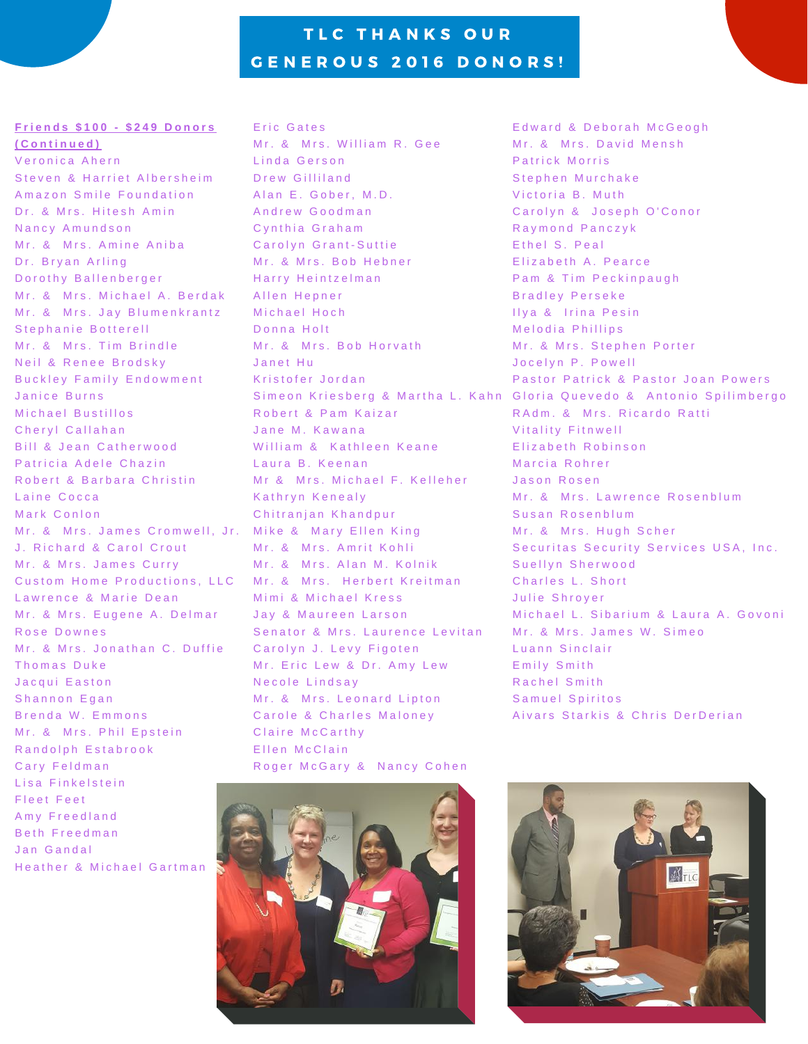# TLC THANKS OUR GENEROUS 2016 DONORS!

**Friends $100 - $249 Donors (Continued)**

Veronica Ahern
Steven & Harriet Albersheim
Amazon Smile Foundation
Dr. & Mrs. Hitesh Amin
Nancy Amundson
Mr. & Mrs. Amine Aniba
Dr. Bryan Arling
Dorothy Ballenberger
Mr. & Mrs. Michael A. Berdak
Mr. & Mrs. Jay Blumenkrantz
Stephanie Botterell
Mr. & Mrs. Tim Brindle
Neil & Renee Brodsky
Buckley Family Endowment
Janice Burns
Michael Bustillos
Cheryl Callahan
Bill & Jean Catherwood
Patricia Adele Chazin
Robert & Barbara Christin
Laine Cocca
Mark Conlon
Mr. & Mrs. James Cromwell, Jr.
J. Richard & Carol Crout
Mr. & Mrs. James Curry
Custom Home Productions, LLC
Lawrence & Marie Dean
Mr. & Mrs. Eugene A. Delmar
Rose Downes
Mr. & Mrs. Jonathan C. Duffie
Thomas Duke
Jacqui Easton
Shannon Egan
Brenda W. Emmons
Mr. & Mrs. Phil Epstein
Randolph Estabrook
Cary Feldman
Lisa Finkelstein
Fleet Feet
Amy Freedland
Beth Freedman
Jan Gandal
Heather & Michael Gartman
Eric Gates
Mr. & Mrs. William R. Gee
Linda Gerson
Drew Gilliland
Alan E. Gober, M.D.
Andrew Goodman
Cynthia Graham
Carolyn Grant-Suttie
Mr. & Mrs. Bob Hebner
Harry Heintzelman
Allen Hepner
Michael Hoch
Donna Holt
Mr. & Mrs. Bob Horvath
Janet Hu
Kristofer Jordan
Simeon Kriesberg & Martha L. Kahn
Robert & Pam Kaizar
Jane M. Kawana
William & Kathleen Keane
Laura B. Keenan
Mr & Mrs. Michael F. Kelleher
Kathryn Kenealy
Chitranjan Khandpur
Mike & Mary Ellen King
Mr. & Mrs. Amrit Kohli
Mr. & Mrs. Alan M. Kolnik
Mr. & Mrs. Herbert Kreitman
Mimi & Michael Kress
Jay & Maureen Larson
Senator & Mrs. Laurence Levitan
Carolyn J. Levy Figoten
Mr. Eric Lew & Dr. Amy Lew
Necole Lindsay
Mr. & Mrs. Leonard Lipton
Carole & Charles Maloney
Claire McCarthy
Ellen McClain
Roger McGary & Nancy Cohen
Edward & Deborah McGeogh
Mr. & Mrs. David Mensh
Patrick Morris
Stephen Murchake
Victoria B. Muth
Carolyn & Joseph O'Conor
Raymond Panczyk
Ethel S. Peal
Elizabeth A. Pearce
Pam & Tim Peckinpaugh
Bradley Perseke
Ilya & Irina Pesin
Melodia Phillips
Mr. & Mrs. Stephen Porter
Jocelyn P. Powell
Pastor Patrick & Pastor Joan Powers
Gloria Quevedo & Antonio Spilimbergo
RAdm. & Mrs. Ricardo Ratti
Vitality Fitnwell
Elizabeth Robinson
Marcia Rohrer
Jason Rosen
Mr. & Mrs. Lawrence Rosenblum
Susan Rosenblum
Mr. & Mrs. Hugh Scher
Securitas Security Services USA, Inc.
Suellyn Sherwood
Charles L. Short
Julie Shroyer
Michael L. Sibarium & Laura A. Govoni
Mr. & Mrs. James W. Simeo
Luann Sinclair
Emily Smith
Rachel Smith
Samuel Spiritos
Aivars Starkis & Chris DerDerian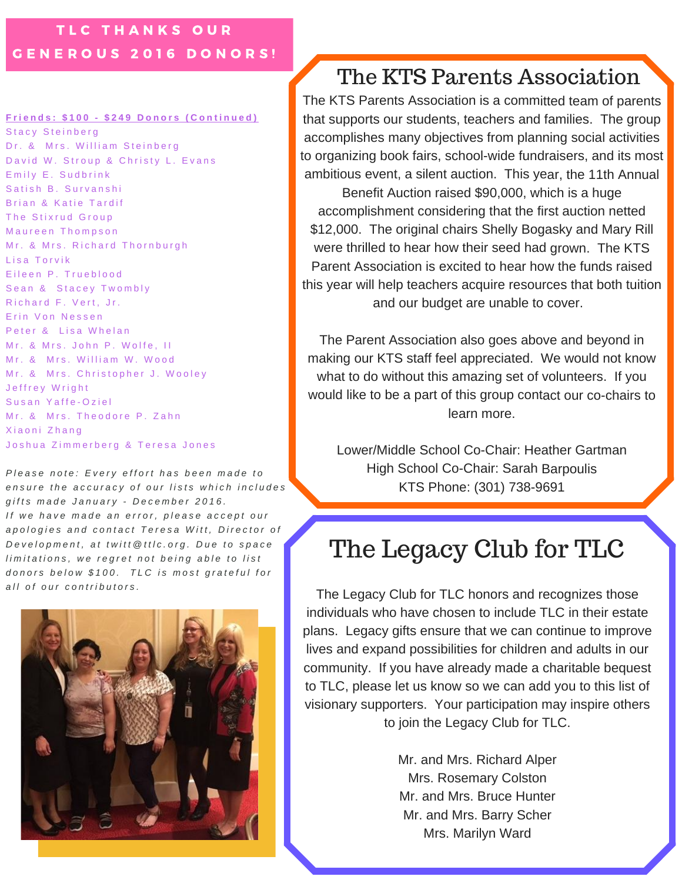## TLC THANKS OUR GENEROUS 2016 DONORS!

**Friends: $100 - $249 Donors (Continued)**

Stacy Steinberg
Dr. & Mrs. William Steinberg
David W. Stroup & Christy L. Evans
Emily E. Sudbrink
Satish B. Survanshi
Brian & Katie Tardif
The Stixrud Group
Maureen Thompson
Mr. & Mrs. Richard Thornburgh
Lisa Torvik
Eileen P. Trueblood
Sean & Stacey Twombly
Richard F. Vert, Jr.
Erin Von Nessen
Peter & Lisa Whelan
Mr. & Mrs. John P. Wolfe, II
Mr. & Mrs. William W. Wood
Mr. & Mrs. Christopher J. Wooley
Jeffrey Wright
Susan Yaffe-Oziel
Mr. & Mrs. Theodore P. Zahn
Xiaoni Zhang
Joshua Zimmerberg & Teresa Jones

*Please note: Every effort has been made to ensure the accuracy of our lists which includes gifts made January - December 2016. If we have made an error, please accept our apologies and contact Teresa Witt, Director of Development, at twitt@ttlc.org. Due to space limitations, we regret not being able to list donors below $100. TLC is most grateful for all of our contributors.*

# The KTS Parents Association

The KTS Parents Association is a committed team of parents that supports our students, teachers and families. The group accomplishes many objectives from planning social activities to organizing book fairs, school-wide fundraisers, and its most ambitious event, a silent auction. This year, the 11th Annual Benefit Auction raised $90,000, which is a huge accomplishment considering that the first auction netted $12,000. The original chairs Shelly Bogasky and Mary Rill were thrilled to hear how their seed had grown. The KTS Parent Association is excited to hear how the funds raised this year will help teachers acquire resources that both tuition and our budget are unable to cover.

The Parent Association also goes above and beyond in making our KTS staff feel appreciated. We would not know what to do without this amazing set of volunteers. If you would like to be a part of this group contact our co-chairs to learn more.

Lower/Middle School Co-Chair: Heather Gartman
High School Co-Chair: Sarah Barpoulis
KTS Phone: (301) 738-9691

# The Legacy Club for TLC

The Legacy Club for TLC honors and recognizes those individuals who have chosen to include TLC in their estate plans. Legacy gifts ensure that we can continue to improve lives and expand possibilities for children and adults in our community. If you have already made a charitable bequest to TLC, please let us know so we can add you to this list of visionary supporters. Your participation may inspire others to join the Legacy Club for TLC.

Mr. and Mrs. Richard Alper
Mrs. Rosemary Colston
Mr. and Mrs. Bruce Hunter
Mr. and Mrs. Barry Scher
Mrs. Marilyn Ward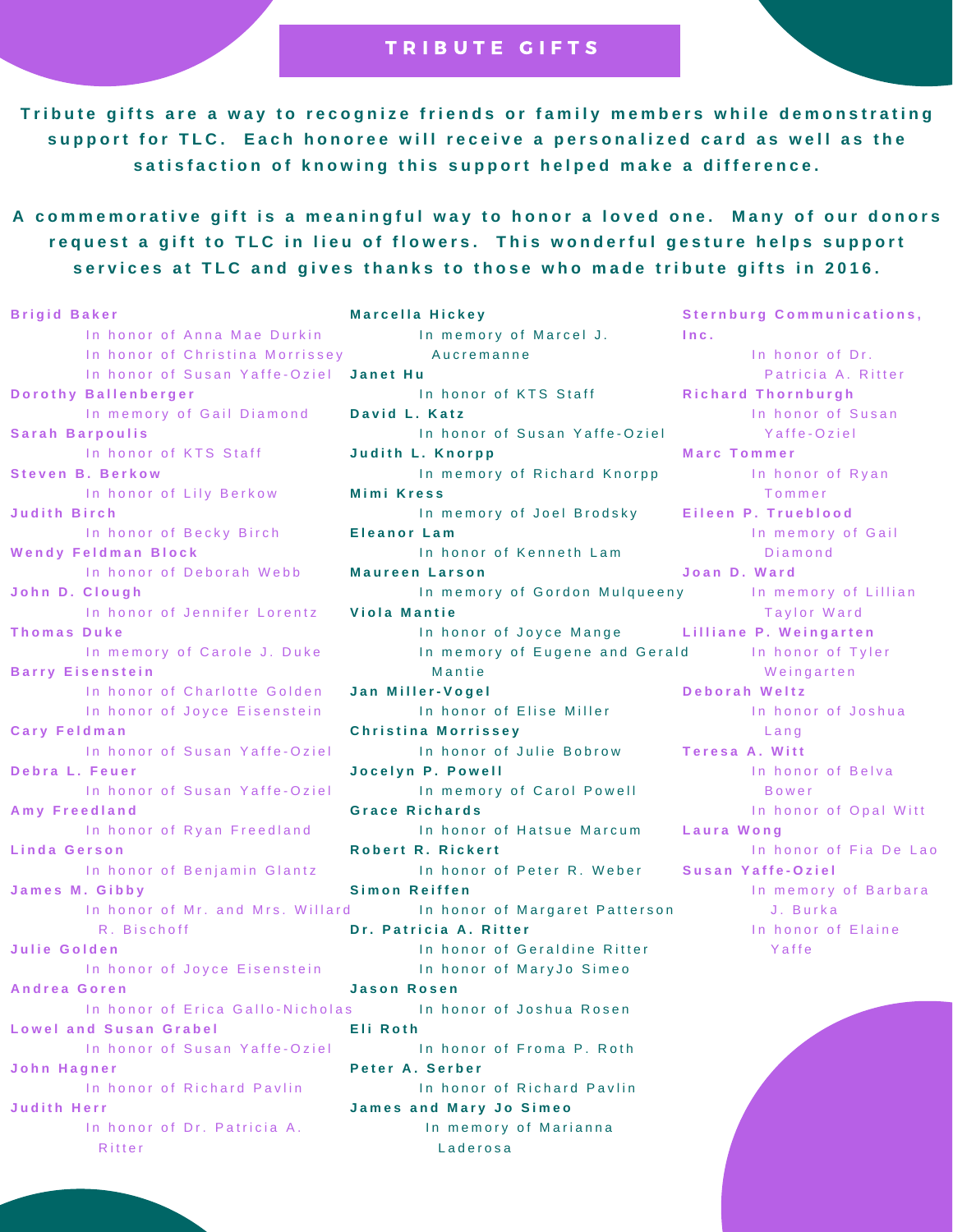# TRIBUTE GIFTS

**Tribute gifts are a way to recognize friends or family members while demonstrating support for TLC. Each honoree will receive a personalized card as well as the satisfaction of knowing this support helped make a difference.**

**A commemorative gift is a meaningful way to honor a loved one. Many of our donors request a gift to TLC in lieu of flowers. This wonderful gesture helps support services at TLC and gives thanks to those who made tribute gifts in 2016.**

**Brigid Baker**
- In honor of Anna Mae Durkin
- In honor of Christina Morrissey
- In honor of Susan Yaffe-Oziel

**Dorothy Ballenberger**
- In memory of Gail Diamond

**Sarah Barpoulis**
- In honor of KTS Staff

**Steven B. Berkow**
- In honor of Lily Berkow

**Judith Birch**
- In honor of Becky Birch

**Wendy Feldman Block**
- In honor of Deborah Webb

**John D. Clough**
- In honor of Jennifer Lorentz

**Thomas Duke**
- In memory of Carole J. Duke

**Barry Eisenstein**
- In honor of Charlotte Golden
- In honor of Joyce Eisenstein

**Cary Feldman**
- In honor of Susan Yaffe-Oziel

**Debra L. Feuer**
- In honor of Susan Yaffe-Oziel

**Amy Freedland**
- In honor of Ryan Freedland

**Linda Gerson**
- In honor of Benjamin Glantz

**James M. Gibby**
- In honor of Mr. and Mrs. Willard R. Bischoff

**Julie Golden**
- In honor of Joyce Eisenstein

**Andrea Goren**
- In honor of Erica Gallo-Nicholas

**Lowel and Susan Grabel**
- In honor of Susan Yaffe-Oziel

**John Hagner**
- In honor of Richard Pavlin

**Judith Herr**
- In honor of Dr. Patricia A. Ritter

**Marcella Hickey**
- In memory of Marcel J. Aucremanne

**Janet Hu**
- In honor of KTS Staff

**David L. Katz**
- In honor of Susan Yaffe-Oziel

**Judith L. Knorpp**
- In memory of Richard Knorpp

**Mimi Kress**
- In memory of Joel Brodsky

**Eleanor Lam**
- In honor of Kenneth Lam

**Maureen Larson**
- In memory of Gordon Mulqueeny

**Viola Mantie**
- In honor of Joyce Mange
- In memory of Eugene and Gerald Mantie

**Jan Miller-Vogel**
- In honor of Elise Miller

**Christina Morrissey**
- In honor of Julie Bobrow

**Jocelyn P. Powell**
- In memory of Carol Powell

**Grace Richards**
- In honor of Hatsue Marcum

**Robert R. Rickert**
- In honor of Peter R. Weber

**Simon Reiffen**
- In honor of Margaret Patterson

**Dr. Patricia A. Ritter**
- In honor of Geraldine Ritter
- In honor of MaryJo Simeo

**Jason Rosen**
- In honor of Joshua Rosen

**Eli Roth**
- In honor of Froma P. Roth

**Peter A. Serber**
- In honor of Richard Pavlin

**James and Mary Jo Simeo**
- In memory of Marianna Laderosa

**Sternburg Communications, Inc.**
- In honor of Dr. Patricia A. Ritter

**Richard Thornburgh**
- In honor of Susan Yaffe-Oziel

**Marc Tommer**
- In honor of Ryan Tommer

**Eileen P. Trueblood**
- In memory of Gail Diamond

**Joan D. Ward**
- In memory of Lillian Taylor Ward

**Lilliane P. Weingarten**
- In honor of Tyler Weingarten

**Deborah Weltz**
- In honor of Joshua Lang

**Teresa A. Witt**
- In honor of Belva Bower
- In honor of Opal Witt

**Laura Wong**
- In honor of Fia De Lao

**Susan Yaffe-Oziel**
- In memory of Barbara J. Burka
- In honor of Elaine Yaffe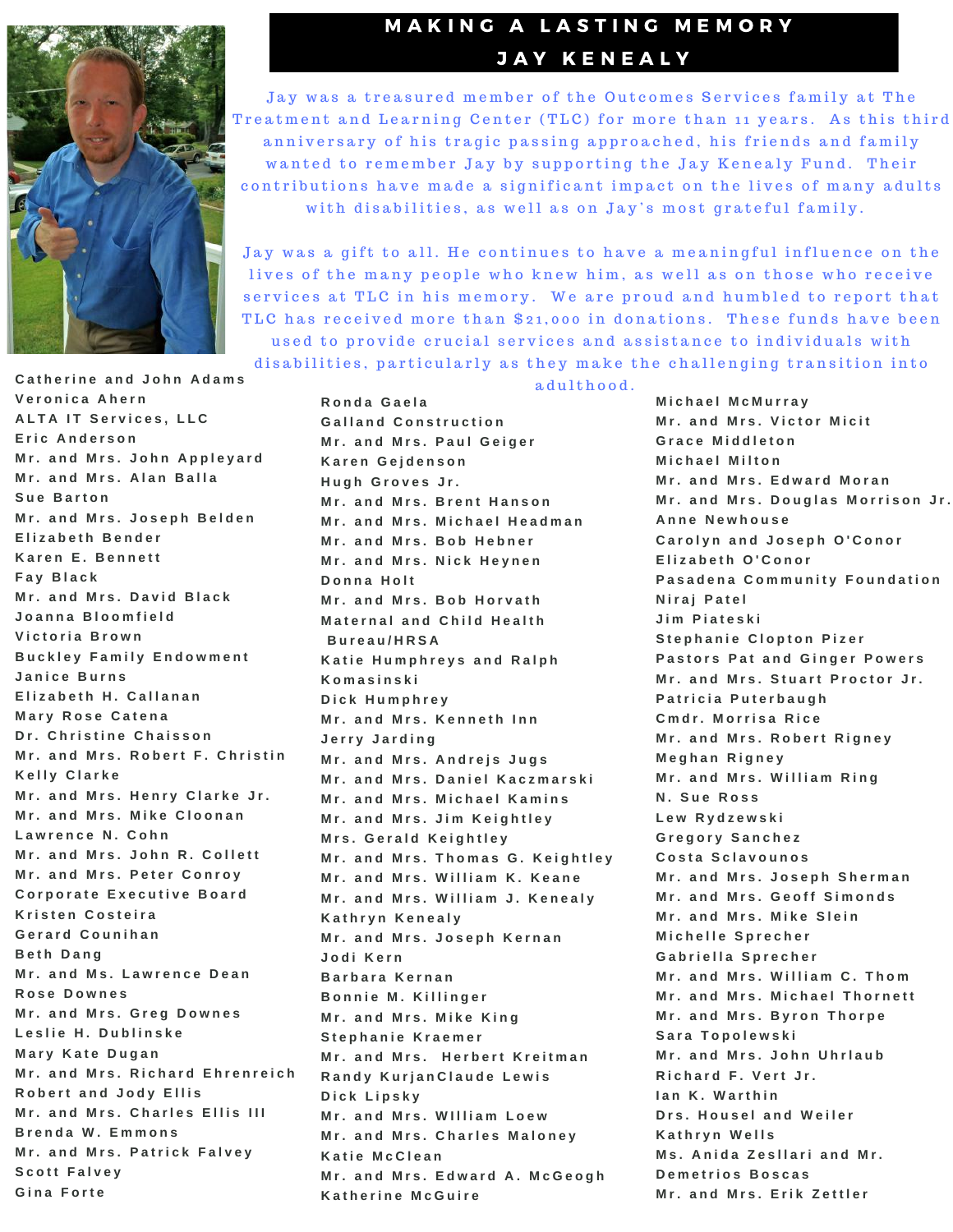# MAKING A LASTING MEMORY

## JAY KENEALY

Jay was a treasured member of the Outcomes Services family at The Treatment and Learning Center (TLC) for more than 11 years. As this third anniversary of his tragic passing approached, his friends and family wanted to remember Jay by supporting the Jay Kenealy Fund. Their contributions have made a significant impact on the lives of many adults with disabilities, as well as on Jay's most grateful family.

Jay was a gift to all. He continues to have a meaningful influence on the lives of the many people who knew him, as well as on those who receive services at TLC in his memory. We are proud and humbled to report that TLC has received more than $21,000 in donations. These funds have been used to provide crucial services and assistance to individuals with disabilities, particularly as they make the challenging transition into adulthood.

Catherine and John Adams
Veronica Ahern
ALTA IT Services, LLC
Eric Anderson
Mr. and Mrs. John Appleyard
Mr. and Mrs. Alan Balla
Sue Barton
Mr. and Mrs. Joseph Belden
Elizabeth Bender
Karen E. Bennett
Fay Black
Mr. and Mrs. David Black
Joanna Bloomfield
Victoria Brown
Buckley Family Endowment
Janice Burns
Elizabeth H. Callanan
Mary Rose Catena
Dr. Christine Chaisson
Mr. and Mrs. Robert F. Christin
Kelly Clarke
Mr. and Mrs. Henry Clarke Jr.
Mr. and Mrs. Mike Cloonan
Lawrence N. Cohn
Mr. and Mrs. John R. Collett
Mr. and Mrs. Peter Conroy
Corporate Executive Board
Kristen Costeira
Gerard Counihan
Beth Dang
Mr. and Ms. Lawrence Dean
Rose Downes
Mr. and Mrs. Greg Downes
Leslie H. Dublinske
Mary Kate Dugan
Mr. and Mrs. Richard Ehrenreich
Robert and Jody Ellis
Mr. and Mrs. Charles Ellis III
Brenda W. Emmons
Mr. and Mrs. Patrick Falvey
Scott Falvey
Gina Forte

Ronda Gaela
Galland Construction
Mr. and Mrs. Paul Geiger
Karen Gejdenson
Hugh Groves Jr.
Mr. and Mrs. Brent Hanson
Mr. and Mrs. Michael Headman
Mr. and Mrs. Bob Hebner
Mr. and Mrs. Nick Heynen
Donna Holt
Mr. and Mrs. Bob Horvath
Maternal and Child Health Bureau/HRSA
Katie Humphreys and Ralph Komasinski
Dick Humphrey
Mr. and Mrs. Kenneth Inn
Jerry Jarding
Mr. and Mrs. Andrejs Jugs
Mr. and Mrs. Daniel Kaczmarski
Mr. and Mrs. Michael Kamins
Mr. and Mrs. Jim Keightley
Mrs. Gerald Keightley
Mr. and Mrs. Thomas G. Keightley
Mr. and Mrs. William K. Keane
Mr. and Mrs. William J. Kenealy
Kathryn Kenealy
Mr. and Mrs. Joseph Kernan
Jodi Kern
Barbara Kernan
Bonnie M. Killinger
Mr. and Mrs. Mike King
Stephanie Kraemer
Mr. and Mrs. Herbert Kreitman
Randy KurjanClaude Lewis
Dick Lipsky
Mr. and Mrs. WIlliam Loew
Mr. and Mrs. Charles Maloney
Katie McClean
Mr. and Mrs. Edward A. McGeogh
Katherine McGuire

Michael McMurray
Mr. and Mrs. Victor Micit
Grace Middleton
Michael Milton
Mr. and Mrs. Edward Moran
Mr. and Mrs. Douglas Morrison Jr.
Anne Newhouse
Carolyn and Joseph O'Conor
Elizabeth O'Conor
Pasadena Community Foundation
Niraj Patel
Jim Piateski
Stephanie Clopton Pizer
Pastors Pat and Ginger Powers
Mr. and Mrs. Stuart Proctor Jr.
Patricia Puterbaugh
Cmdr. Morrisa Rice
Mr. and Mrs. Robert Rigney
Meghan Rigney
Mr. and Mrs. William Ring
N. Sue Ross
Lew Rydzewski
Gregory Sanchez
Costa Sclavounos
Mr. and Mrs. Joseph Sherman
Mr. and Mrs. Geoff Simonds
Mr. and Mrs. Mike Slein
Michelle Sprecher
Gabriella Sprecher
Mr. and Mrs. William C. Thom
Mr. and Mrs. Michael Thornett
Mr. and Mrs. Byron Thorpe
Sara Topolewski
Mr. and Mrs. John Uhrlaub
Richard F. Vert Jr.
Ian K. Warthin
Drs. Housel and Weiler
Kathryn Wells
Ms. Anida Zesllari and Mr. Demetrios Boscas
Mr. and Mrs. Erik Zettler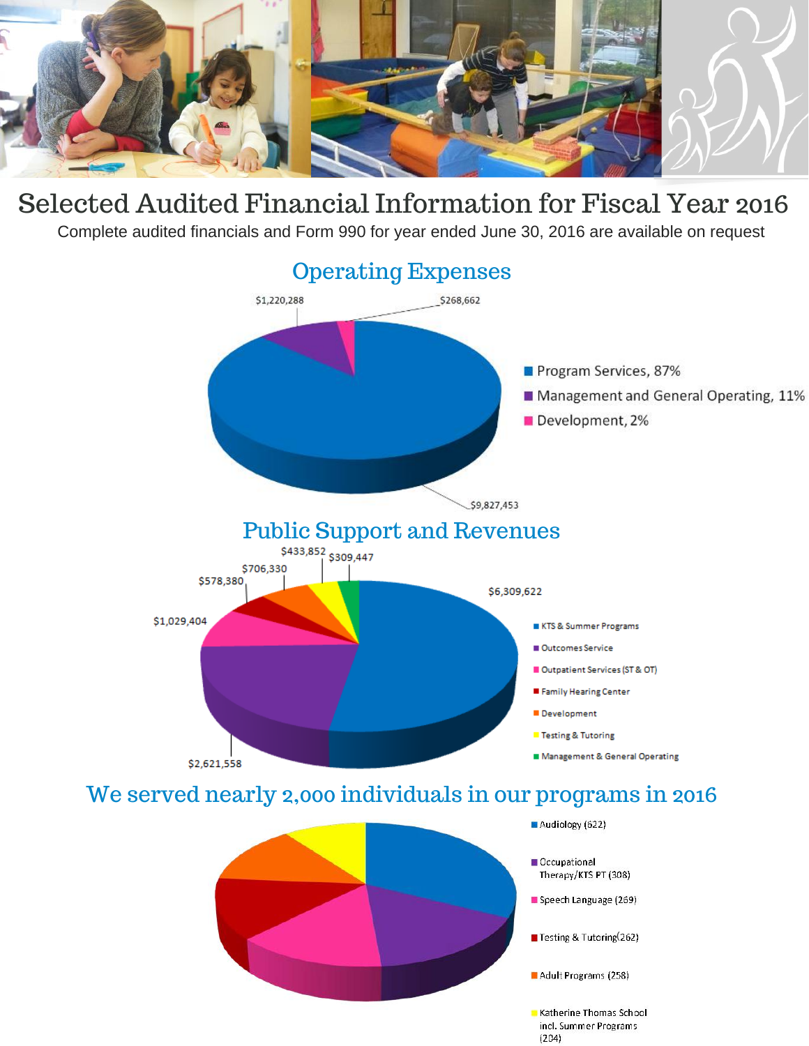# Selected Audited Financial Information for Fiscal Year 2016

Complete audited financials and Form 990 for year ended June 30, 2016 are available on request

## Operating Expenses

$1,220,288

$268,662

$9,827,453

- Program Services, 87%
- Management and General Operating, 11%
- Development, 2%

## Public Support and Revenues

$433,852 $309,447

$706,330

$578,380

$6,309,622

$1,029,404

$2,621,558

- KTS & Summer Programs
- Outcomes Service
- Outpatient Services (ST & OT)
- Family Hearing Center
- Development
- Testing & Tutoring
- Management & General Operating

## We served nearly 2,000 individuals in our programs in 2016

- Audiology (622)
- Occupational Therapy/KTS PT (308)
- Speech Language (269)
- Testing & Tutoring(262)
- Adult Programs (258)
- Katherine Thomas School incl. Summer Programs (204)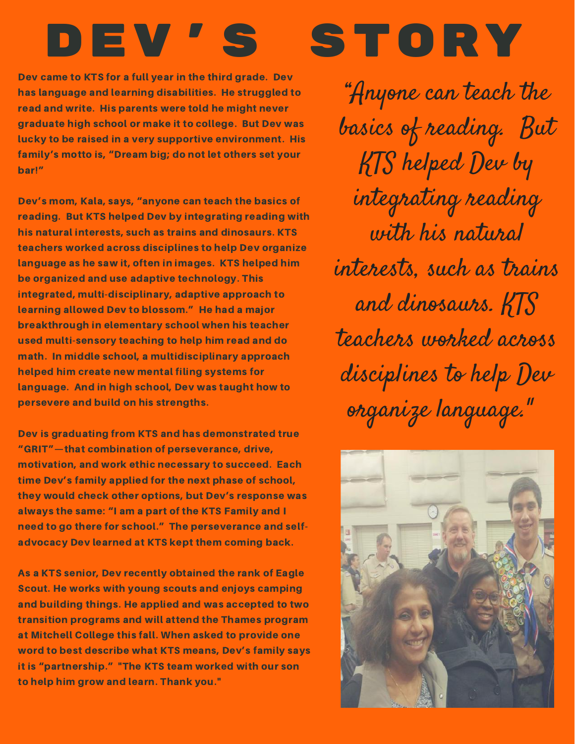# DEV'S STORY

Dev came to KTS for a full year in the third grade. Dev has language and learning disabilities. He struggled to read and write. His parents were told he might never graduate high school or make it to college. But Dev was lucky to be raised in a very supportive environment. His family's motto is, "Dream big; do not let others set your bar!"

Dev's mom, Kala, says, "anyone can teach the basics of reading. But KTS helped Dev by integrating reading with his natural interests, such as trains and dinosaurs. KTS teachers worked across disciplines to help Dev organize language as he saw it, often in images. KTS helped him be organized and use adaptive technology. This integrated, multi-disciplinary, adaptive approach to learning allowed Dev to blossom." He had a major breakthrough in elementary school when his teacher used multi-sensory teaching to help him read and do math. In middle school, a multidisciplinary approach helped him create new mental filing systems for language. And in high school, Dev was taught how to persevere and build on his strengths.

Dev is graduating from KTS and has demonstrated true "GRIT"—that combination of perseverance, drive, motivation, and work ethic necessary to succeed. Each time Dev's family applied for the next phase of school, they would check other options, but Dev's response was always the same: "I am a part of the KTS Family and I need to go there for school." The perseverance and self-advocacy Dev learned at KTS kept them coming back.

As a KTS senior, Dev recently obtained the rank of Eagle Scout. He works with young scouts and enjoys camping and building things. He applied and was accepted to two transition programs and will attend the Thames program at Mitchell College this fall. When asked to provide one word to best describe what KTS means, Dev's family says it is "partnership." "The KTS team worked with our son to help him grow and learn. Thank you."

*"Anyone can teach the basics of reading. But KTS helped Dev by integrating reading with his natural interests, such as trains and dinosaurs. KTS teachers worked across disciplines to help Dev organize language."*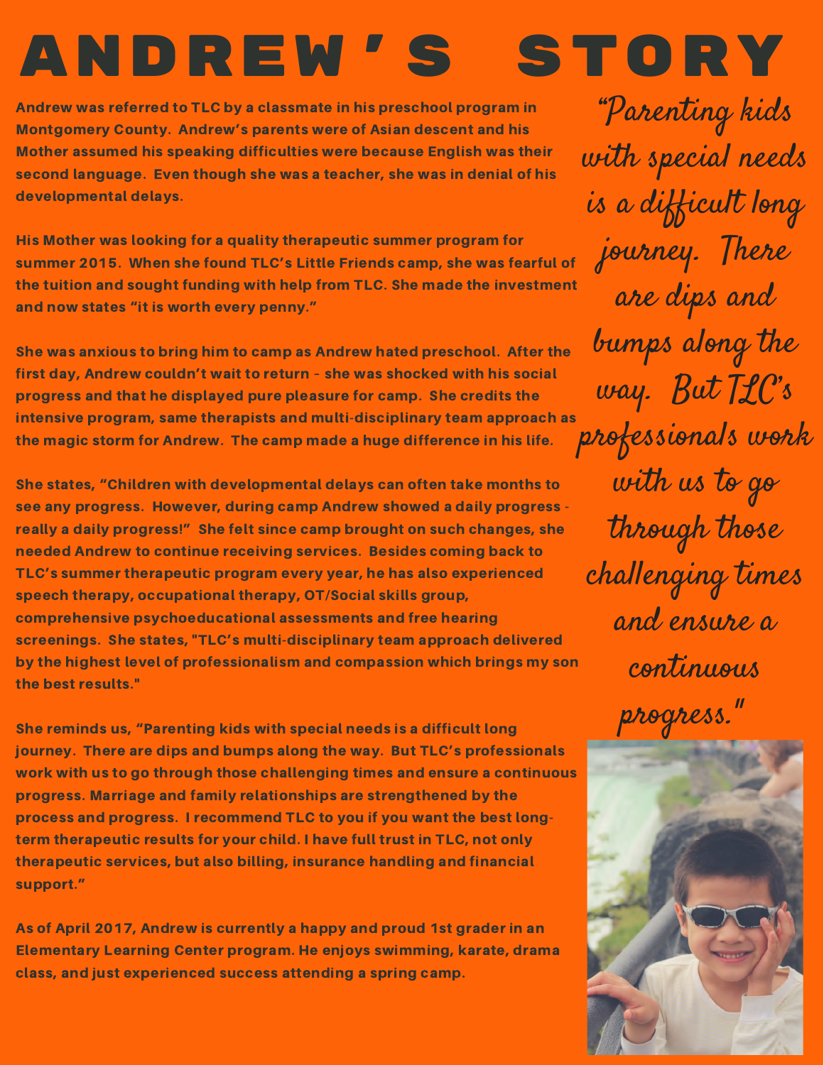# ANDREW'S STORY

Andrew was referred to TLC by a classmate in his preschool program in Montgomery County. Andrew's parents were of Asian descent and his Mother assumed his speaking difficulties were because English was their second language. Even though she was a teacher, she was in denial of his developmental delays.

His Mother was looking for a quality therapeutic summer program for summer 2015. When she found TLC's Little Friends camp, she was fearful of the tuition and sought funding with help from TLC. She made the investment and now states "it is worth every penny."

She was anxious to bring him to camp as Andrew hated preschool. After the first day, Andrew couldn't wait to return - she was shocked with his social progress and that he displayed pure pleasure for camp. She credits the intensive program, same therapists and multi-disciplinary team approach as the magic storm for Andrew. The camp made a huge difference in his life.

She states, "Children with developmental delays can often take months to see any progress. However, during camp Andrew showed a daily progress - really a daily progress!" She felt since camp brought on such changes, she needed Andrew to continue receiving services. Besides coming back to TLC's summer therapeutic program every year, he has also experienced speech therapy, occupational therapy, OT/Social skills group, comprehensive psychoeducational assessments and free hearing screenings. She states, "TLC's multi-disciplinary team approach delivered by the highest level of professionalism and compassion which brings my son the best results."

She reminds us, "Parenting kids with special needs is a difficult long journey. There are dips and bumps along the way. But TLC's professionals work with us to go through those challenging times and ensure a continuous progress. Marriage and family relationships are strengthened by the process and progress. I recommend TLC to you if you want the best long-term therapeutic results for your child. I have full trust in TLC, not only therapeutic services, but also billing, insurance handling and financial support."

As of April 2017, Andrew is currently a happy and proud 1st grader in an Elementary Learning Center program. He enjoys swimming, karate, drama class, and just experienced success attending a spring camp.

*"Parenting kids with special needs is a difficult long journey. There are dips and bumps along the way. But TLC's professionals work with us to go through those challenging times and ensure a continuous progress."*